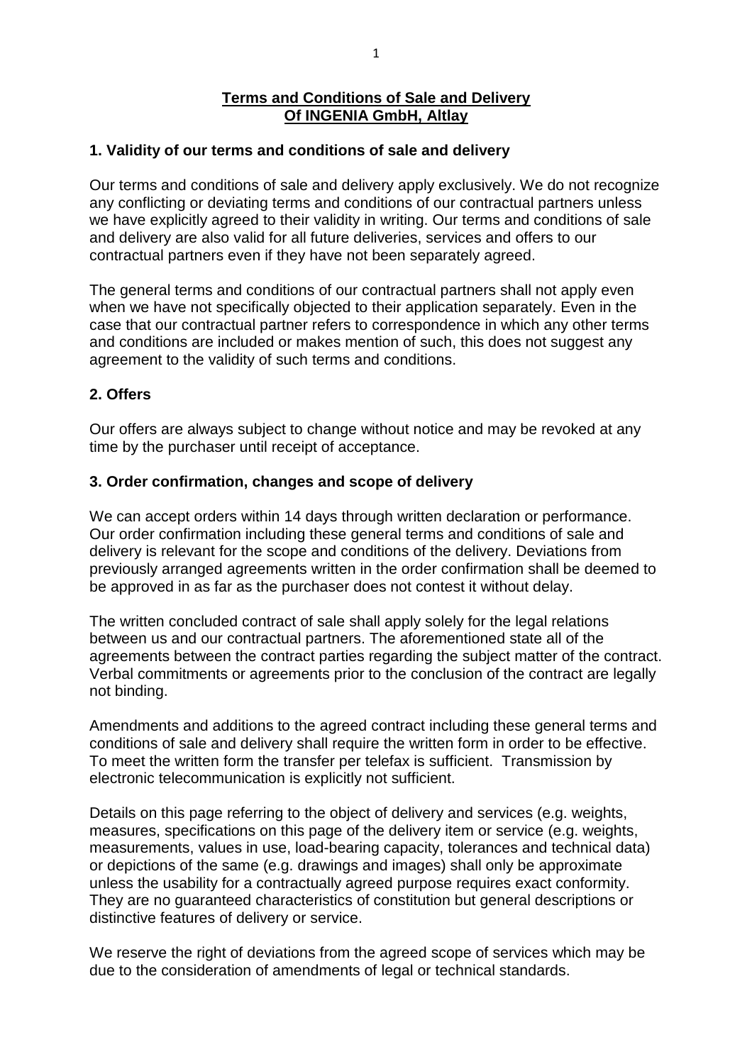# Terms and Conditions of Sale and Delivery Of INGENIA GmbH, Altlay

## 1. Validity of our terms and conditions of sale and delivery

Our terms and conditions of sale and delivery apply exclusively. We do not recognize any conflicting or deviating terms and conditions of our contractual partners unless we have explicitly agreed to their validity in writing. Our terms and conditions of sale and delivery are also valid for all future deliveries, services and offers to our contractual partners even if they have not been separately agreed.

The general terms and conditions of our contractual partners shall not apply even when we have not specifically objected to their application separately. Even in the case that our contractual partner refers to correspondence in which any other terms and conditions are included or makes mention of such, this does not suggest any agreement to the validity of such terms and conditions.

## 2. Offers

Our offers are always subject to change without notice and may be revoked at any time by the purchaser until receipt of acceptance.

## 3. Order confirmation, changes and scope of delivery

We can accept orders within 14 days through written declaration or performance. Our order confirmation including these general terms and conditions of sale and delivery is relevant for the scope and conditions of the delivery. Deviations from previously arranged agreements written in the order confirmation shall be deemed to be approved in as far as the purchaser does not contest it without delay.

The written concluded contract of sale shall apply solely for the legal relations between us and our contractual partners. The aforementioned state all of the agreements between the contract parties regarding the subject matter of the contract. Verbal commitments or agreements prior to the conclusion of the contract are legally not binding.

Amendments and additions to the agreed contract including these general terms and conditions of sale and delivery shall require the written form in order to be effective. To meet the written form the transfer per telefax is sufficient. Transmission by electronic telecommunication is explicitly not sufficient.

Details on this page referring to the object of delivery and services (e.g. weights, measures, specifications on this page of the delivery item or service (e.g. weights, measurements, values in use, load-bearing capacity, tolerances and technical data) or depictions of the same (e.g. drawings and images) shall only be approximate unless the usability for a contractually agreed purpose requires exact conformity. They are no guaranteed characteristics of constitution but general descriptions or distinctive features of delivery or service.

We reserve the right of deviations from the agreed scope of services which may be due to the consideration of amendments of legal or technical standards.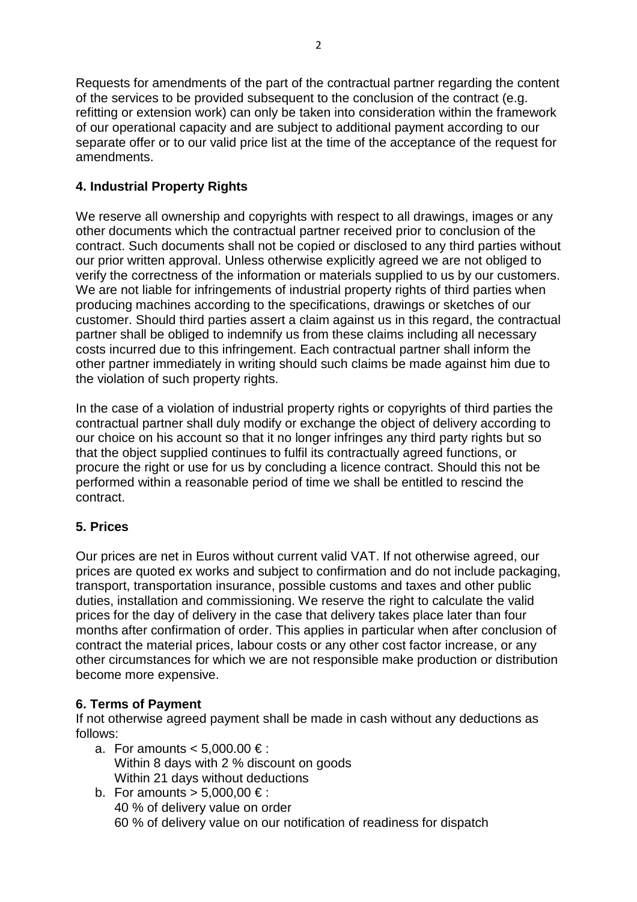Requests for amendments of the part of the contractual partner regarding the content of the services to be provided subsequent to the conclusion of the contract (e.g. refitting or extension work) can only be taken into consideration within the framework of our operational capacity and are subject to additional payment according to our separate offer or to our valid price list at the time of the acceptance of the request for amendments.

### 4. Industrial Property Rights

We reserve all ownership and copyrights with respect to all drawings, images or any other documents which the contractual partner received prior to conclusion of the contract. Such documents shall not be copied or disclosed to any third parties without our prior written approval. Unless otherwise explicitly agreed we are not obliged to verify the correctness of the information or materials supplied to us by our customers. We are not liable for infringements of industrial property rights of third parties when producing machines according to the specifications, drawings or sketches of our customer. Should third parties assert a claim against us in this regard, the contractual partner shall be obliged to indemnify us from these claims including all necessary costs incurred due to this infringement. Each contractual partner shall inform the other partner immediately in writing should such claims be made against him due to the violation of such property rights.

In the case of a violation of industrial property rights or copyrights of third parties the contractual partner shall duly modify or exchange the object of delivery according to our choice on his account so that it no longer infringes any third party rights but so that the object supplied continues to fulfil its contractually agreed functions, or procure the right or use for us by concluding a licence contract. Should this not be performed within a reasonable period of time we shall be entitled to rescind the contract.

### 5. Prices

Our prices are net in Euros without current valid VAT. If not otherwise agreed, our prices are quoted ex works and subject to confirmation and do not include packaging, transport, transportation insurance, possible customs and taxes and other public duties, installation and commissioning. We reserve the right to calculate the valid prices for the day of delivery in the case that delivery takes place later than four months after confirmation of order. This applies in particular when after conclusion of contract the material prices, labour costs or any other cost factor increase, or any other circumstances for which we are not responsible make production or distribution become more expensive.

### 6. Terms of Payment

If not otherwise agreed payment shall be made in cash without any deductions as follows:

a. For amounts < 5,000.00 € :
   Within 8 days with 2 % discount on goods
   Within 21 days without deductions
b. For amounts > 5,000,00 € :
   40 % of delivery value on order
   60 % of delivery value on our notification of readiness for dispatch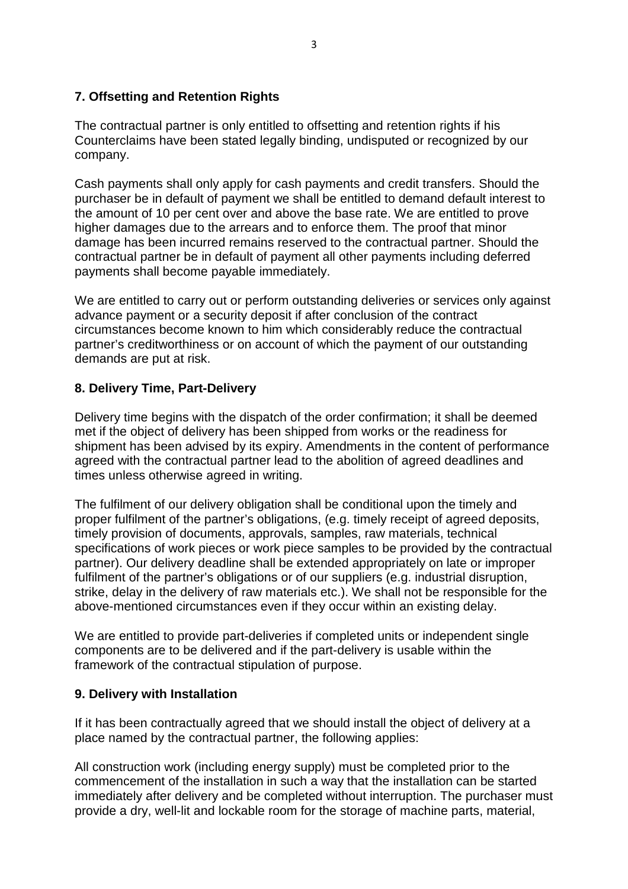## 7. Offsetting and Retention Rights

The contractual partner is only entitled to offsetting and retention rights if his Counterclaims have been stated legally binding, undisputed or recognized by our company.

Cash payments shall only apply for cash payments and credit transfers. Should the purchaser be in default of payment we shall be entitled to demand default interest to the amount of 10 per cent over and above the base rate. We are entitled to prove higher damages due to the arrears and to enforce them. The proof that minor damage has been incurred remains reserved to the contractual partner. Should the contractual partner be in default of payment all other payments including deferred payments shall become payable immediately.

We are entitled to carry out or perform outstanding deliveries or services only against advance payment or a security deposit if after conclusion of the contract circumstances become known to him which considerably reduce the contractual partner's creditworthiness or on account of which the payment of our outstanding demands are put at risk.

## 8. Delivery Time, Part-Delivery

Delivery time begins with the dispatch of the order confirmation; it shall be deemed met if the object of delivery has been shipped from works or the readiness for shipment has been advised by its expiry. Amendments in the content of performance agreed with the contractual partner lead to the abolition of agreed deadlines and times unless otherwise agreed in writing.

The fulfilment of our delivery obligation shall be conditional upon the timely and proper fulfilment of the partner's obligations, (e.g. timely receipt of agreed deposits, timely provision of documents, approvals, samples, raw materials, technical specifications of work pieces or work piece samples to be provided by the contractual partner). Our delivery deadline shall be extended appropriately on late or improper fulfilment of the partner's obligations or of our suppliers (e.g. industrial disruption, strike, delay in the delivery of raw materials etc.). We shall not be responsible for the above-mentioned circumstances even if they occur within an existing delay.

We are entitled to provide part-deliveries if completed units or independent single components are to be delivered and if the part-delivery is usable within the framework of the contractual stipulation of purpose.

## 9. Delivery with Installation

If it has been contractually agreed that we should install the object of delivery at a place named by the contractual partner, the following applies:

All construction work (including energy supply) must be completed prior to the commencement of the installation in such a way that the installation can be started immediately after delivery and be completed without interruption. The purchaser must provide a dry, well-lit and lockable room for the storage of machine parts, material,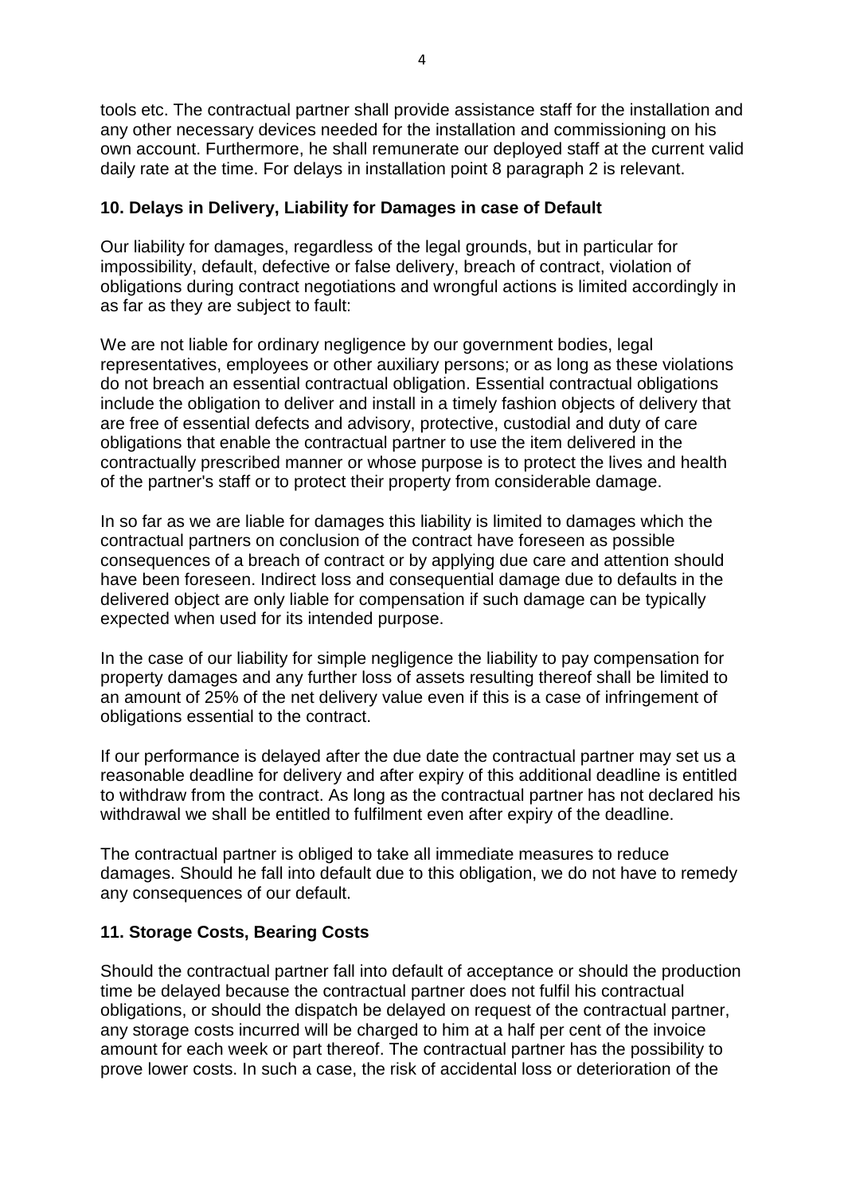tools etc. The contractual partner shall provide assistance staff for the installation and any other necessary devices needed for the installation and commissioning on his own account. Furthermore, he shall remunerate our deployed staff at the current valid daily rate at the time. For delays in installation point 8 paragraph 2 is relevant.

**10. Delays in Delivery, Liability for Damages in case of Default**

Our liability for damages, regardless of the legal grounds, but in particular for impossibility, default, defective or false delivery, breach of contract, violation of obligations during contract negotiations and wrongful actions is limited accordingly in as far as they are subject to fault:

We are not liable for ordinary negligence by our government bodies, legal representatives, employees or other auxiliary persons; or as long as these violations do not breach an essential contractual obligation. Essential contractual obligations include the obligation to deliver and install in a timely fashion objects of delivery that are free of essential defects and advisory, protective, custodial and duty of care obligations that enable the contractual partner to use the item delivered in the contractually prescribed manner or whose purpose is to protect the lives and health of the partner's staff or to protect their property from considerable damage.

In so far as we are liable for damages this liability is limited to damages which the contractual partners on conclusion of the contract have foreseen as possible consequences of a breach of contract or by applying due care and attention should have been foreseen. Indirect loss and consequential damage due to defaults in the delivered object are only liable for compensation if such damage can be typically expected when used for its intended purpose.

In the case of our liability for simple negligence the liability to pay compensation for property damages and any further loss of assets resulting thereof shall be limited to an amount of 25% of the net delivery value even if this is a case of infringement of obligations essential to the contract.

If our performance is delayed after the due date the contractual partner may set us a reasonable deadline for delivery and after expiry of this additional deadline is entitled to withdraw from the contract. As long as the contractual partner has not declared his withdrawal we shall be entitled to fulfilment even after expiry of the deadline.

The contractual partner is obliged to take all immediate measures to reduce damages. Should he fall into default due to this obligation, we do not have to remedy any consequences of our default.

**11. Storage Costs, Bearing Costs**

Should the contractual partner fall into default of acceptance or should the production time be delayed because the contractual partner does not fulfil his contractual obligations, or should the dispatch be delayed on request of the contractual partner, any storage costs incurred will be charged to him at a half per cent of the invoice amount for each week or part thereof. The contractual partner has the possibility to prove lower costs. In such a case, the risk of accidental loss or deterioration of the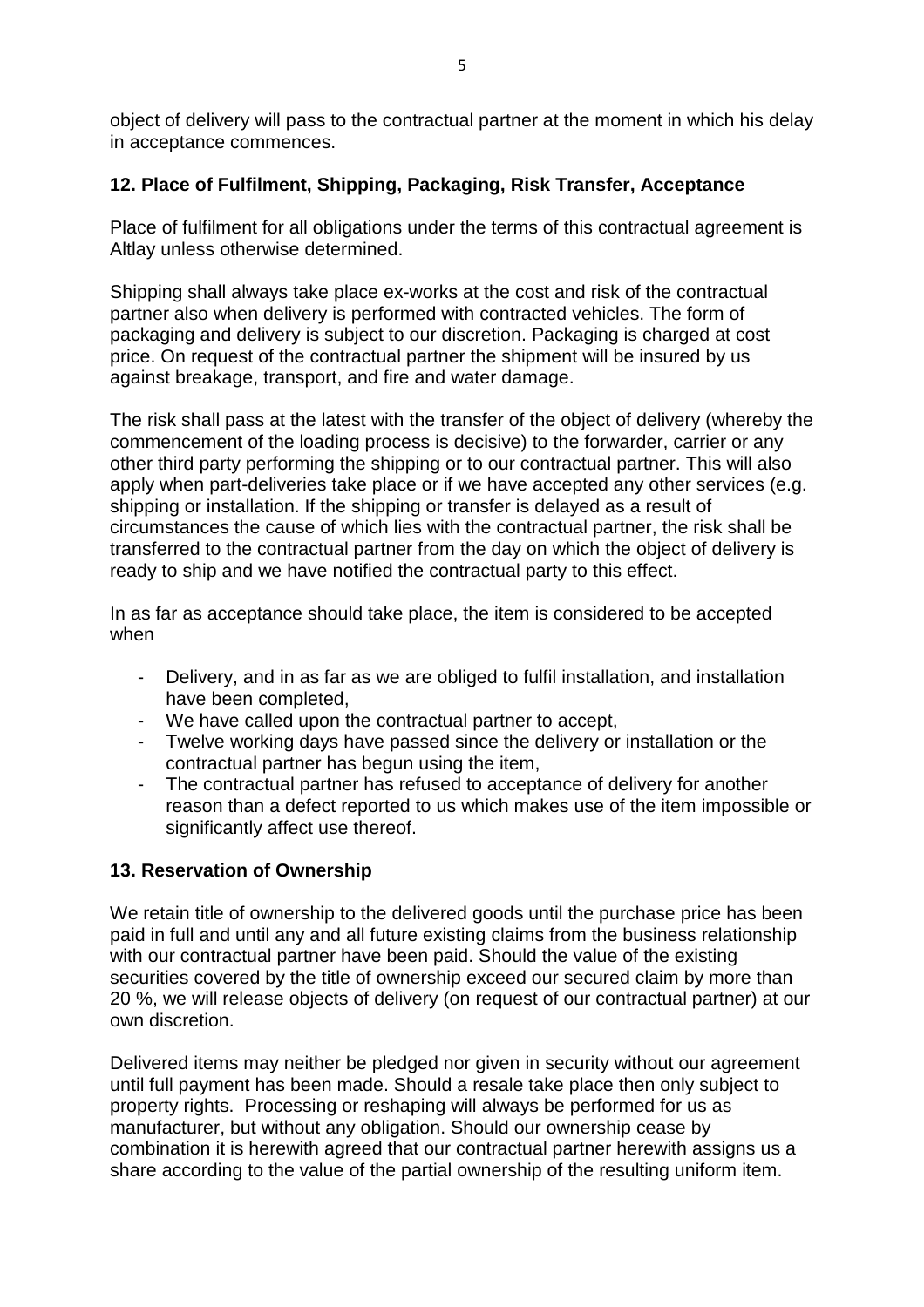object of delivery will pass to the contractual partner at the moment in which his delay in acceptance commences.

## 12. Place of Fulfilment, Shipping, Packaging, Risk Transfer, Acceptance

Place of fulfilment for all obligations under the terms of this contractual agreement is Altlay unless otherwise determined.

Shipping shall always take place ex-works at the cost and risk of the contractual partner also when delivery is performed with contracted vehicles. The form of packaging and delivery is subject to our discretion. Packaging is charged at cost price. On request of the contractual partner the shipment will be insured by us against breakage, transport, and fire and water damage.

The risk shall pass at the latest with the transfer of the object of delivery (whereby the commencement of the loading process is decisive) to the forwarder, carrier or any other third party performing the shipping or to our contractual partner. This will also apply when part-deliveries take place or if we have accepted any other services (e.g. shipping or installation. If the shipping or transfer is delayed as a result of circumstances the cause of which lies with the contractual partner, the risk shall be transferred to the contractual partner from the day on which the object of delivery is ready to ship and we have notified the contractual party to this effect.

In as far as acceptance should take place, the item is considered to be accepted when

- Delivery, and in as far as we are obliged to fulfil installation, and installation have been completed,
- We have called upon the contractual partner to accept,
- Twelve working days have passed since the delivery or installation or the contractual partner has begun using the item,
- The contractual partner has refused to acceptance of delivery for another reason than a defect reported to us which makes use of the item impossible or significantly affect use thereof.

## 13. Reservation of Ownership

We retain title of ownership to the delivered goods until the purchase price has been paid in full and until any and all future existing claims from the business relationship with our contractual partner have been paid. Should the value of the existing securities covered by the title of ownership exceed our secured claim by more than 20 %, we will release objects of delivery (on request of our contractual partner) at our own discretion.

Delivered items may neither be pledged nor given in security without our agreement until full payment has been made. Should a resale take place then only subject to property rights. Processing or reshaping will always be performed for us as manufacturer, but without any obligation. Should our ownership cease by combination it is herewith agreed that our contractual partner herewith assigns us a share according to the value of the partial ownership of the resulting uniform item.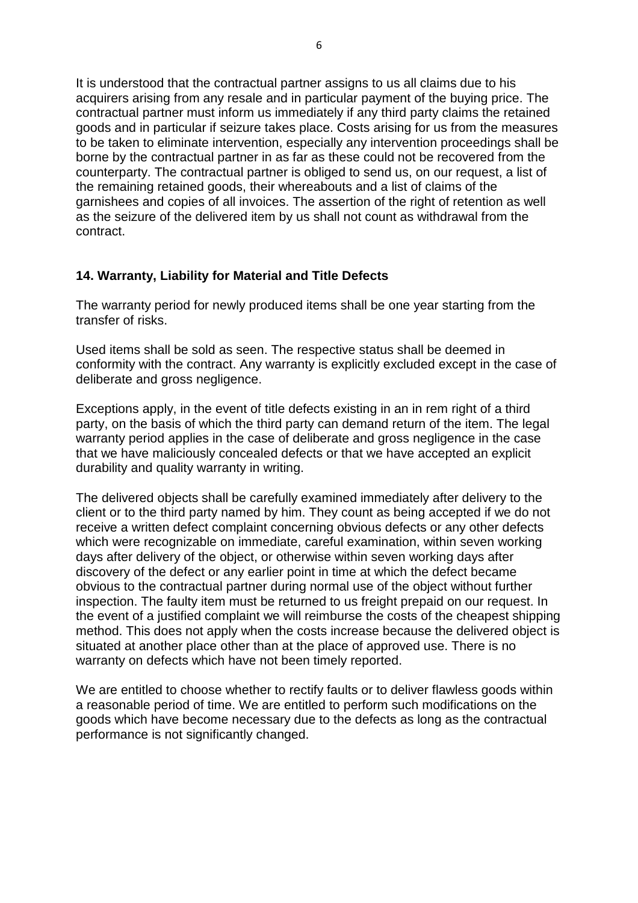It is understood that the contractual partner assigns to us all claims due to his acquirers arising from any resale and in particular payment of the buying price. The contractual partner must inform us immediately if any third party claims the retained goods and in particular if seizure takes place. Costs arising for us from the measures to be taken to eliminate intervention, especially any intervention proceedings shall be borne by the contractual partner in as far as these could not be recovered from the counterparty. The contractual partner is obliged to send us, on our request, a list of the remaining retained goods, their whereabouts and a list of claims of the garnishees and copies of all invoices. The assertion of the right of retention as well as the seizure of the delivered item by us shall not count as withdrawal from the contract.

## 14. Warranty, Liability for Material and Title Defects

The warranty period for newly produced items shall be one year starting from the transfer of risks.

Used items shall be sold as seen. The respective status shall be deemed in conformity with the contract. Any warranty is explicitly excluded except in the case of deliberate and gross negligence.

Exceptions apply, in the event of title defects existing in an in rem right of a third party, on the basis of which the third party can demand return of the item. The legal warranty period applies in the case of deliberate and gross negligence in the case that we have maliciously concealed defects or that we have accepted an explicit durability and quality warranty in writing.

The delivered objects shall be carefully examined immediately after delivery to the client or to the third party named by him. They count as being accepted if we do not receive a written defect complaint concerning obvious defects or any other defects which were recognizable on immediate, careful examination, within seven working days after delivery of the object, or otherwise within seven working days after discovery of the defect or any earlier point in time at which the defect became obvious to the contractual partner during normal use of the object without further inspection. The faulty item must be returned to us freight prepaid on our request. In the event of a justified complaint we will reimburse the costs of the cheapest shipping method. This does not apply when the costs increase because the delivered object is situated at another place other than at the place of approved use. There is no warranty on defects which have not been timely reported.

We are entitled to choose whether to rectify faults or to deliver flawless goods within a reasonable period of time. We are entitled to perform such modifications on the goods which have become necessary due to the defects as long as the contractual performance is not significantly changed.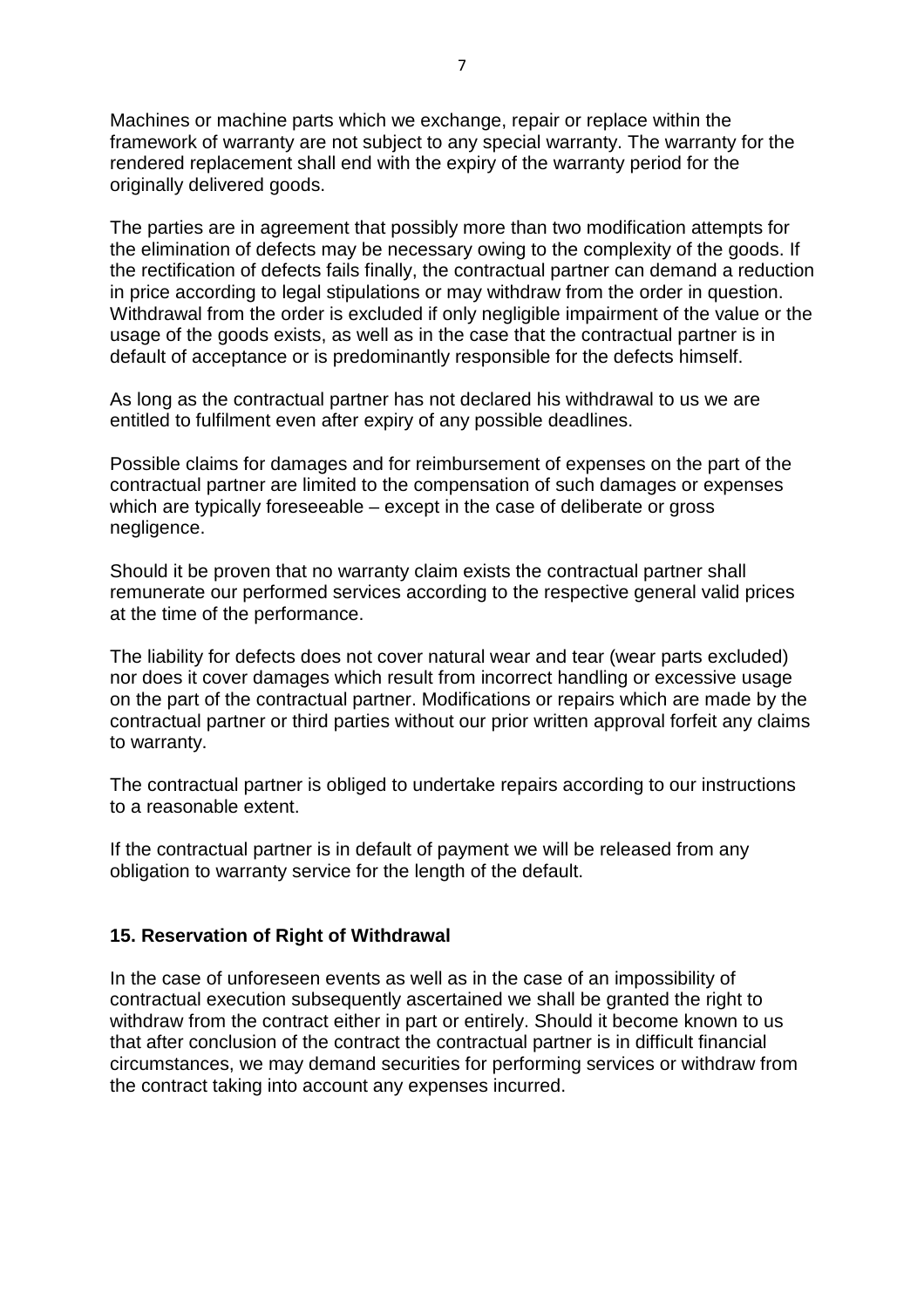Machines or machine parts which we exchange, repair or replace within the framework of warranty are not subject to any special warranty. The warranty for the rendered replacement shall end with the expiry of the warranty period for the originally delivered goods.

The parties are in agreement that possibly more than two modification attempts for the elimination of defects may be necessary owing to the complexity of the goods. If the rectification of defects fails finally, the contractual partner can demand a reduction in price according to legal stipulations or may withdraw from the order in question. Withdrawal from the order is excluded if only negligible impairment of the value or the usage of the goods exists, as well as in the case that the contractual partner is in default of acceptance or is predominantly responsible for the defects himself.

As long as the contractual partner has not declared his withdrawal to us we are entitled to fulfilment even after expiry of any possible deadlines.

Possible claims for damages and for reimbursement of expenses on the part of the contractual partner are limited to the compensation of such damages or expenses which are typically foreseeable – except in the case of deliberate or gross negligence.

Should it be proven that no warranty claim exists the contractual partner shall remunerate our performed services according to the respective general valid prices at the time of the performance.

The liability for defects does not cover natural wear and tear (wear parts excluded) nor does it cover damages which result from incorrect handling or excessive usage on the part of the contractual partner. Modifications or repairs which are made by the contractual partner or third parties without our prior written approval forfeit any claims to warranty.

The contractual partner is obliged to undertake repairs according to our instructions to a reasonable extent.

If the contractual partner is in default of payment we will be released from any obligation to warranty service for the length of the default.

## 15. Reservation of Right of Withdrawal

In the case of unforeseen events as well as in the case of an impossibility of contractual execution subsequently ascertained we shall be granted the right to withdraw from the contract either in part or entirely. Should it become known to us that after conclusion of the contract the contractual partner is in difficult financial circumstances, we may demand securities for performing services or withdraw from the contract taking into account any expenses incurred.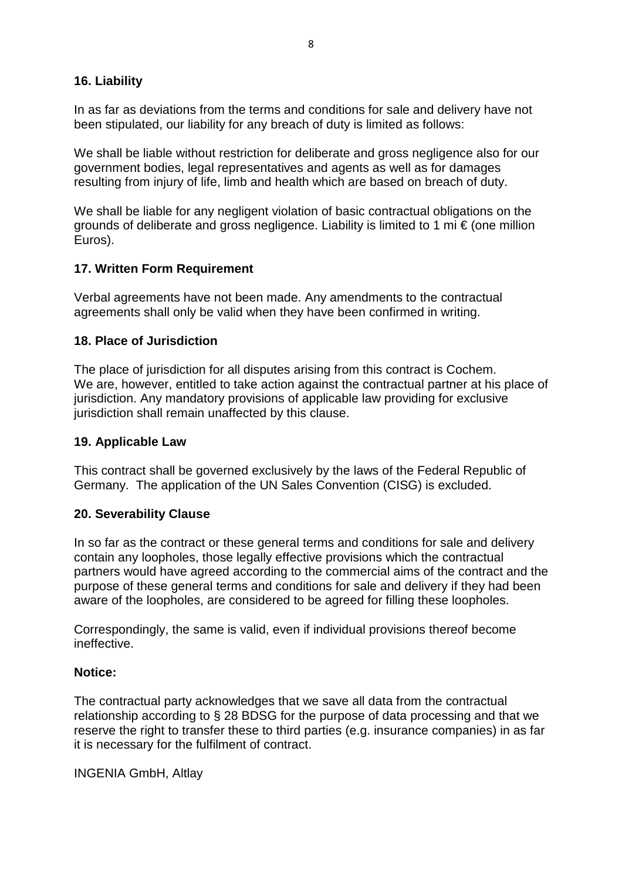## 16. Liability

In as far as deviations from the terms and conditions for sale and delivery have not been stipulated, our liability for any breach of duty is limited as follows:

We shall be liable without restriction for deliberate and gross negligence also for our government bodies, legal representatives and agents as well as for damages resulting from injury of life, limb and health which are based on breach of duty.

We shall be liable for any negligent violation of basic contractual obligations on the grounds of deliberate and gross negligence. Liability is limited to 1 mi € (one million Euros).

## 17. Written Form Requirement

Verbal agreements have not been made. Any amendments to the contractual agreements shall only be valid when they have been confirmed in writing.

## 18. Place of Jurisdiction

The place of jurisdiction for all disputes arising from this contract is Cochem.
We are, however, entitled to take action against the contractual partner at his place of jurisdiction. Any mandatory provisions of applicable law providing for exclusive jurisdiction shall remain unaffected by this clause.

## 19. Applicable Law

This contract shall be governed exclusively by the laws of the Federal Republic of Germany. The application of the UN Sales Convention (CISG) is excluded.

## 20. Severability Clause

In so far as the contract or these general terms and conditions for sale and delivery contain any loopholes, those legally effective provisions which the contractual partners would have agreed according to the commercial aims of the contract and the purpose of these general terms and conditions for sale and delivery if they had been aware of the loopholes, are considered to be agreed for filling these loopholes.

Correspondingly, the same is valid, even if individual provisions thereof become ineffective.

**Notice:**

The contractual party acknowledges that we save all data from the contractual relationship according to § 28 BDSG for the purpose of data processing and that we reserve the right to transfer these to third parties (e.g. insurance companies) in as far it is necessary for the fulfilment of contract.

INGENIA GmbH, Altlay